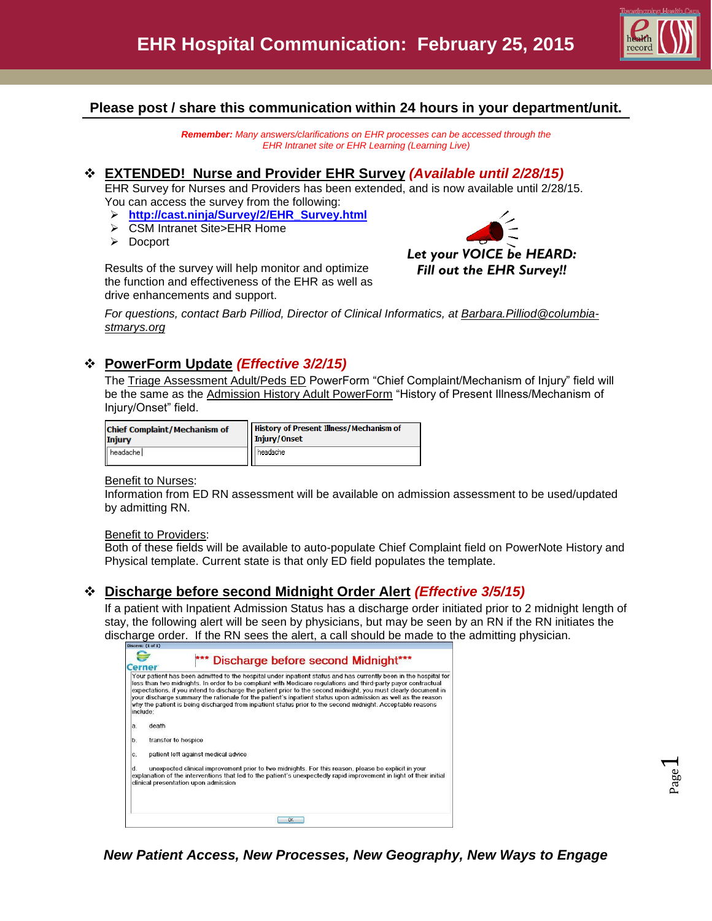# EHR Hospital Communication: February 25, 2015

**Please post / share this communication within 24 hours in your department/unit.**

***Remember:*** *Many answers/clarifications on EHR processes can be accessed through the EHR Intranet site or EHR Learning (Learning Live)*

## ❖ EXTENDED! Nurse and Provider EHR Survey *(Available until 2/28/15)*

EHR Survey for Nurses and Providers has been extended, and is now available until 2/28/15. You can access the survey from the following:

- **http://cast.ninja/Survey/2/EHR_Survey.html**
- CSM Intranet Site>EHR Home
- Docport

***Let your VOICE be HEARD: Fill out the EHR Survey!!***

Results of the survey will help monitor and optimize the function and effectiveness of the EHR as well as drive enhancements and support.

*For questions, contact Barb Pilliod, Director of Clinical Informatics, at Barbara.Pilliod@columbia-stmarys.org*

## ❖ PowerForm Update *(Effective 3/2/15)*

The Triage Assessment Adult/Peds ED PowerForm "Chief Complaint/Mechanism of Injury" field will be the same as the Admission History Adult PowerForm "History of Present Illness/Mechanism of Injury/Onset" field.

| Chief Complaint/Mechanism of Injury | History of Present Illness/Mechanism of Injury/Onset |
|---|---|
| headache | headache |

Benefit to Nurses:
Information from ED RN assessment will be available on admission assessment to be used/updated by admitting RN.

Benefit to Providers:
Both of these fields will be available to auto-populate Chief Complaint field on PowerNote History and Physical template. Current state is that only ED field populates the template.

## ❖ Discharge before second Midnight Order Alert *(Effective 3/5/15)*

If a patient with Inpatient Admission Status has a discharge order initiated prior to 2 midnight length of stay, the following alert will be seen by physicians, but may be seen by an RN if the RN initiates the discharge order. If the RN sees the alert, a call should be made to the admitting physician.

Discern: (1 of 1)

**\*\*\* Discharge before second Midnight\*\*\***

Your patient has been admitted to the hospital under inpatient status and has currently been in the hospital for less than two midnights. In order to be compliant with Medicare regulations and third-party payor contractual expectations, if you intend to discharge the patient prior to the second midnight, you must clearly document in your discharge summary the rationale for the patient's inpatient status upon admission as well as the reason why the patient is being discharged from inpatient status prior to the second midnight. Acceptable reasons include:

a. death

b. transfer to hospice

c. patient left against medical advice

d. unexpected clinical improvement prior to two midnights. For this reason, please be explicit in your explanation of the interventions that led to the patient's unexpectedly rapid improvement in light of their initial clinical presentation upon admission

OK

***New Patient Access, New Processes, New Geography, New Ways to Engage***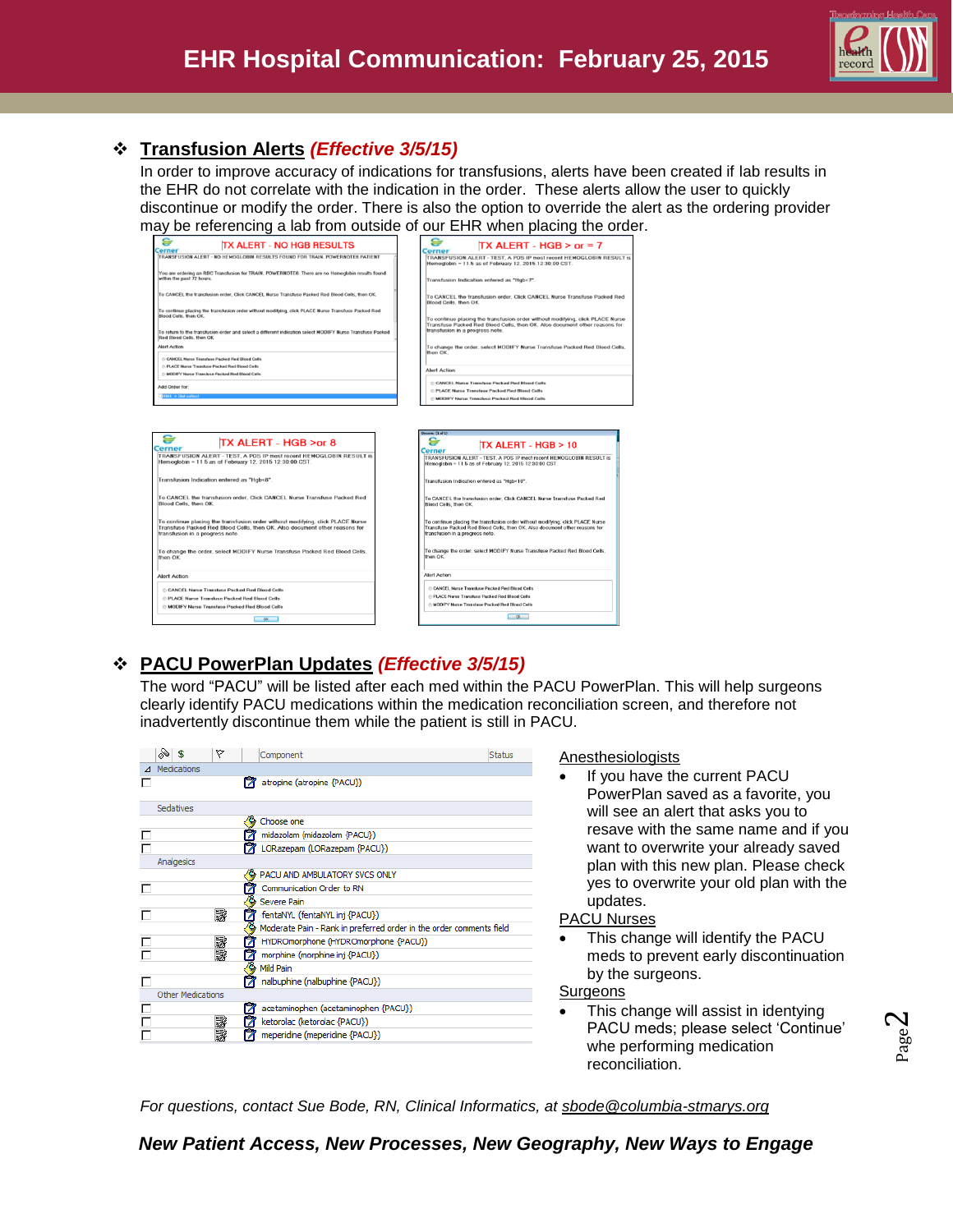# EHR Hospital Communication: February 25, 2015

## ❖ Transfusion Alerts *(Effective 3/5/15)*

In order to improve accuracy of indications for transfusions, alerts have been created if lab results in the EHR do not correlate with the indication in the order. These alerts allow the user to quickly discontinue or modify the order. There is also the option to override the alert as the ordering provider may be referencing a lab from outside of our EHR when placing the order.

## ❖ PACU PowerPlan Updates *(Effective 3/5/15)*

The word "PACU" will be listed after each med within the PACU PowerPlan. This will help surgeons clearly identify PACU medications within the medication reconciliation screen, and therefore not inadvertently discontinue them while the patient is still in PACU.

| Component | Status |
|---|---|
| **Medications** | |
| atropine (atropine {PACU}) | |
| **Sedatives** | |
| Choose one | |
| midazolam (midazolam {PACU}) | |
| LORazepam (LORazepam {PACU}) | |
| **Analgesics** | |
| PACU AND AMBULATORY SVCS ONLY | |
| Communication Order to RN | |
| Severe Pain | |
| fentaNYL (fentaNYL inj {PACU}) | |
| Moderate Pain - Rank in preferred order in the order comments field | |
| HYDROmorphone (HYDROmorphone {PACU}) | |
| morphine (morphine inj {PACU}) | |
| Mild Pain | |
| nalbuphine (nalbuphine {PACU}) | |
| **Other Medications** | |
| acetaminophen (acetaminophen {PACU}) | |
| ketorolac (ketorolac {PACU}) | |
| meperidine (meperidine {PACU}) | |

<u>Anesthesiologists</u>

- If you have the current PACU PowerPlan saved as a favorite, you will see an alert that asks you to resave with the same name and if you want to overwrite your already saved plan with this new plan. Please check yes to overwrite your old plan with the updates.

<u>PACU Nurses</u>

- This change will identify the PACU meds to prevent early discontinuation by the surgeons.

<u>Surgeons</u>

- This change will assist in identying PACU meds; please select 'Continue' whe performing medication reconciliation.

*For questions, contact Sue Bode, RN, Clinical Informatics, at* sbode@columbia-stmarys.org

***New Patient Access, New Processes, New Geography, New Ways to Engage***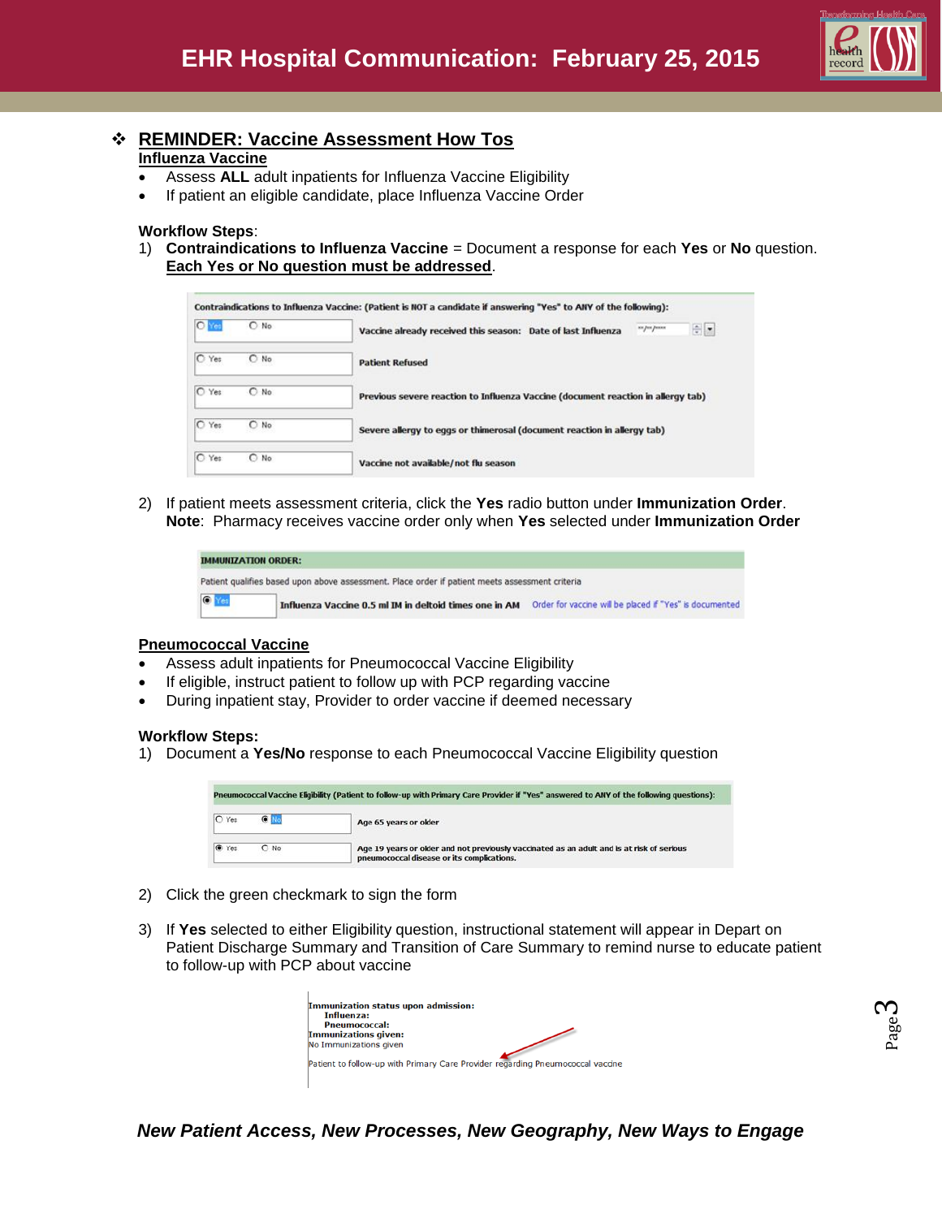## ❖ REMINDER: Vaccine Assessment How Tos

### Influenza Vaccine

- Assess **ALL** adult inpatients for Influenza Vaccine Eligibility
- If patient an eligible candidate, place Influenza Vaccine Order

**Workflow Steps**:

1) **Contraindications to Influenza Vaccine** = Document a response for each **Yes** or **No** question. **Each Yes or No question must be addressed**.

| Contraindications to Influenza Vaccine: (Patient is NOT a candidate if answering "Yes" to ANY of the following): | |
|---|---|
| ○ Yes ○ No | Vaccine already received this season: Date of last Influenza |
| ○ Yes ○ No | Patient Refused |
| ○ Yes ○ No | Previous severe reaction to Influenza Vaccine (document reaction in allergy tab) |
| ○ Yes ○ No | Severe allergy to eggs or thimerosal (document reaction in allergy tab) |
| ○ Yes ○ No | Vaccine not available/not flu season |

2) If patient meets assessment criteria, click the **Yes** radio button under **Immunization Order**. **Note**: Pharmacy receives vaccine order only when **Yes** selected under **Immunization Order**

| IMMUNIZATION ORDER: | | |
|---|---|---|
| Patient qualifies based upon above assessment. Place order if patient meets assessment criteria | | |
| ◉ Yes | Influenza Vaccine 0.5 ml IM in deltoid times one in AM | Order for vaccine will be placed if "Yes" is documented |

### Pneumococcal Vaccine

- Assess adult inpatients for Pneumococcal Vaccine Eligibility
- If eligible, instruct patient to follow up with PCP regarding vaccine
- During inpatient stay, Provider to order vaccine if deemed necessary

**Workflow Steps:**

1) Document a **Yes/No** response to each Pneumococcal Vaccine Eligibility question

| Pneumococcal Vaccine Eligibility (Patient to follow-up with Primary Care Provider if "Yes" answered to ANY of the following questions): | |
|---|---|
| ○ Yes ◉ No | Age 65 years or older |
| ◉ Yes ○ No | Age 19 years or older and not previously vaccinated as an adult and is at risk of serious pneumococcal disease or its complications. |

2) Click the green checkmark to sign the form

3) If **Yes** selected to either Eligibility question, instructional statement will appear in Depart on Patient Discharge Summary and Transition of Care Summary to remind nurse to educate patient to follow-up with PCP about vaccine

```
Immunization status upon admission:
    Influenza:
    Pneumococcal:
Immunizations given:
No Immunizations given

Patient to follow-up with Primary Care Provider regarding Pneumococcal vaccine
```

***New Patient Access, New Processes, New Geography, New Ways to Engage***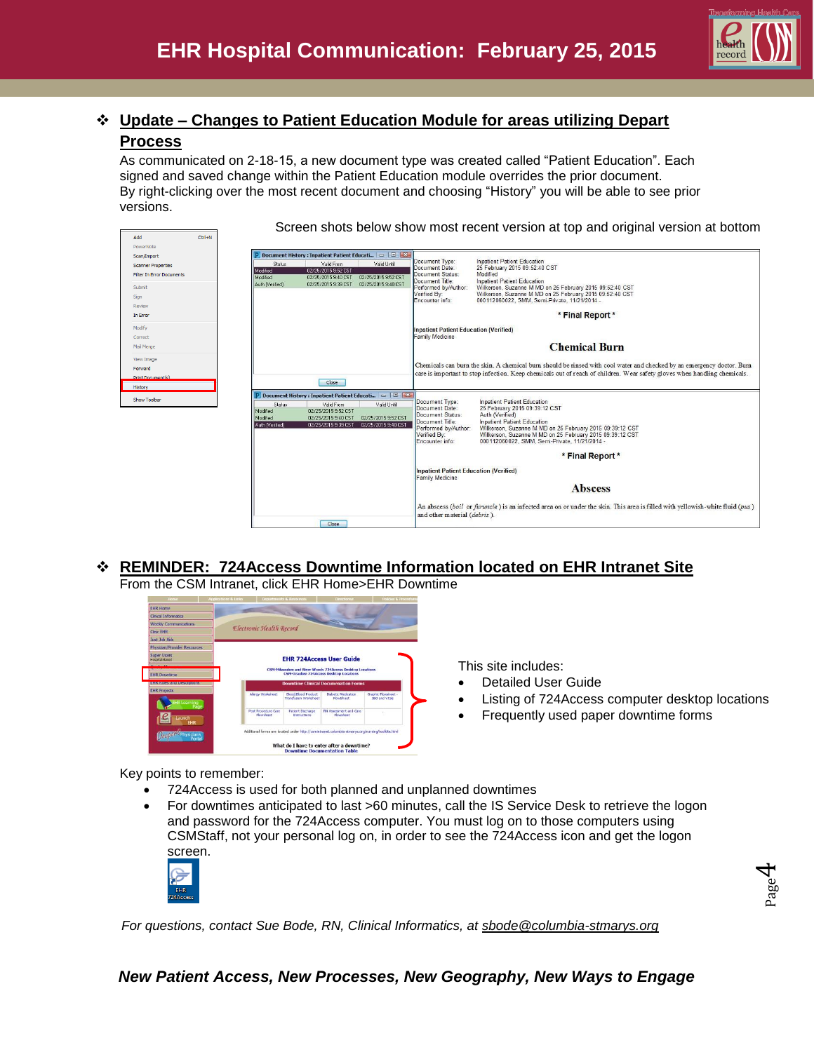# EHR Hospital Communication: February 25, 2015

## ❖ Update – Changes to Patient Education Module for areas utilizing Depart Process

As communicated on 2-18-15, a new document type was created called "Patient Education". Each signed and saved change within the Patient Education module overrides the prior document. By right-clicking over the most recent document and choosing "History" you will be able to see prior versions.

Screen shots below show most recent version at top and original version at bottom

## ❖ REMINDER: 724Access Downtime Information located on EHR Intranet Site

From the CSM Intranet, click EHR Home>EHR Downtime

This site includes:

- Detailed User Guide
- Listing of 724Access computer desktop locations
- Frequently used paper downtime forms

Key points to remember:

- 724Access is used for both planned and unplanned downtimes
- For downtimes anticipated to last >60 minutes, call the IS Service Desk to retrieve the logon and password for the 724Access computer. You must log on to those computers using CSMStaff, not your personal log on, in order to see the 724Access icon and get the logon screen.

*For questions, contact Sue Bode, RN, Clinical Informatics, at sbode@columbia-stmarys.org*

***New Patient Access, New Processes, New Geography, New Ways to Engage***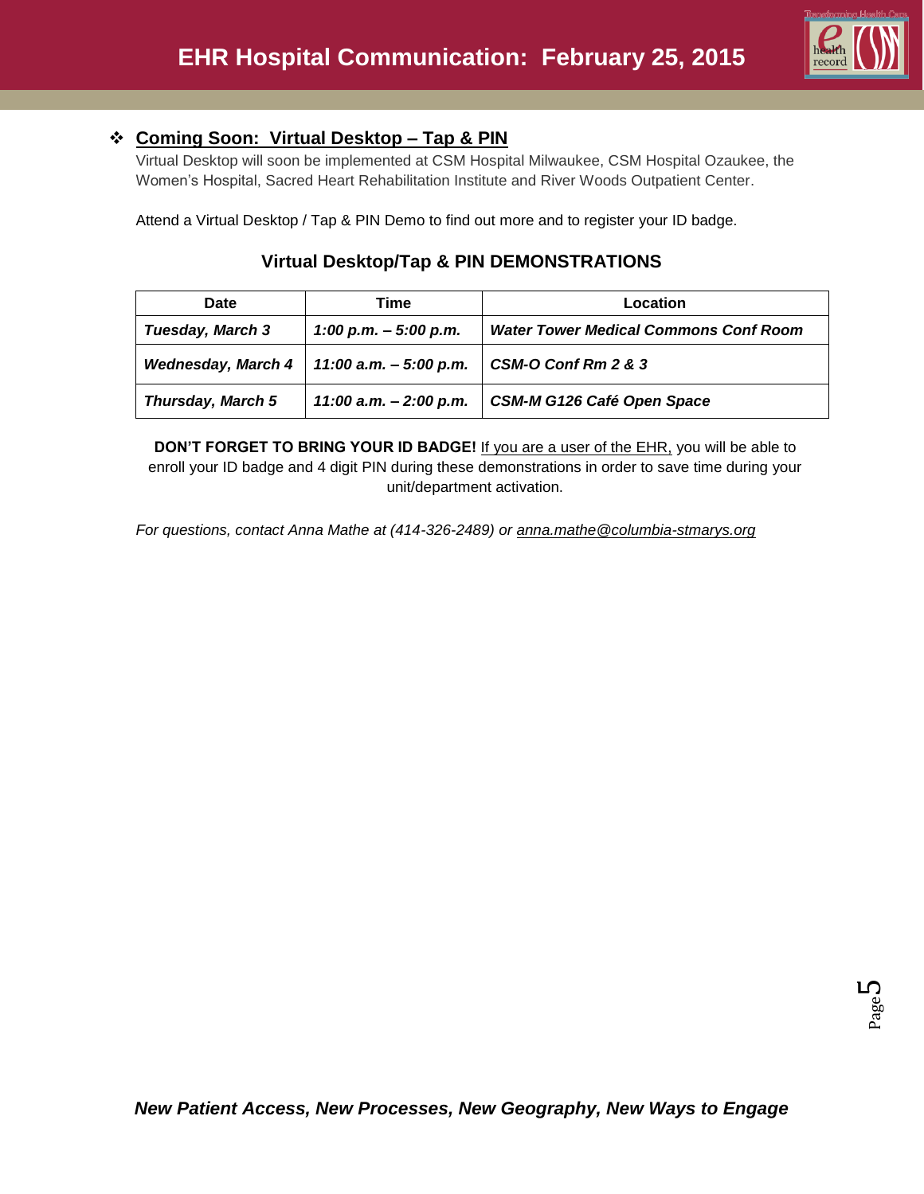# EHR Hospital Communication: February 25, 2015

## ❖ Coming Soon: Virtual Desktop – Tap & PIN

Virtual Desktop will soon be implemented at CSM Hospital Milwaukee, CSM Hospital Ozaukee, the Women's Hospital, Sacred Heart Rehabilitation Institute and River Woods Outpatient Center.

Attend a Virtual Desktop / Tap & PIN Demo to find out more and to register your ID badge.

### Virtual Desktop/Tap & PIN DEMONSTRATIONS

| Date | Time | Location |
|---|---|---|
| ***Tuesday, March 3*** | ***1:00 p.m. – 5:00 p.m.*** | ***Water Tower Medical Commons Conf Room*** |
| ***Wednesday, March 4*** | ***11:00 a.m. – 5:00 p.m.*** | ***CSM-O Conf Rm 2 & 3*** |
| ***Thursday, March 5*** | ***11:00 a.m. – 2:00 p.m.*** | ***CSM-M G126 Café Open Space*** |

**DON'T FORGET TO BRING YOUR ID BADGE!** If you are a user of the EHR, you will be able to enroll your ID badge and 4 digit PIN during these demonstrations in order to save time during your unit/department activation.

*For questions, contact Anna Mathe at (414-326-2489) or anna.mathe@columbia-stmarys.org*

***New Patient Access, New Processes, New Geography, New Ways to Engage***